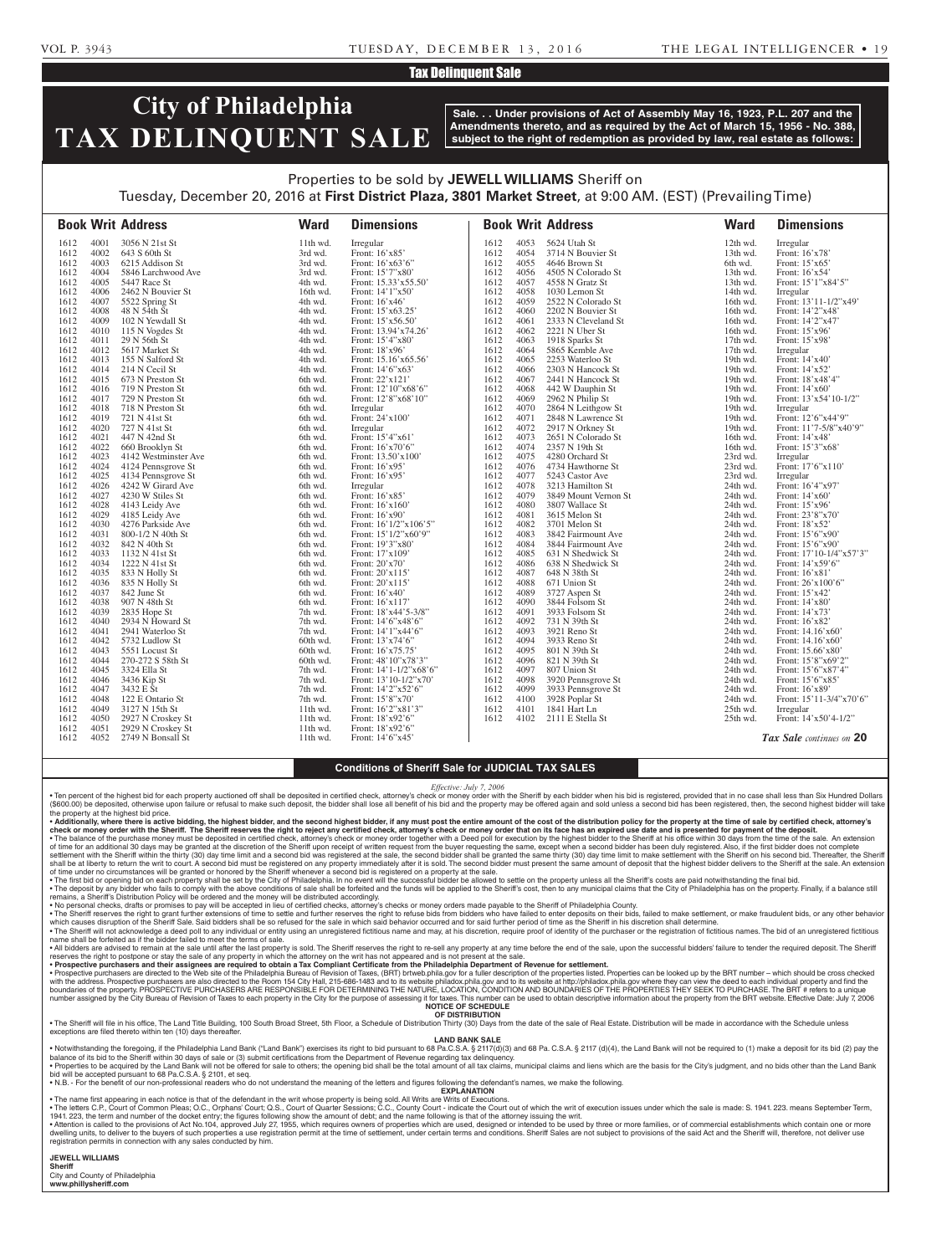## Tax Delinquent Sale

# City of Philadelphia TAX DELINQUENT SALE

**Sale. . . Under provisions of Act of Assembly May 16, 1923, P.L. 207 and the Amendments thereto, and as required by the Act of March 15, 1956 - No. 388, subject to the right of redemption as provided by law, real estate as follows:**

Properties to be sold by **JEWELL WILLIAMS** Sheriff on
Tuesday, December 20, 2016 at **First District Plaza, 3801 Market Street**, at 9:00 AM. (EST) (Prevailing Time)

| Book | Writ | Address | Ward | Dimensions |
|---|---|---|---|---|
| 1612 | 4001 | 3056 N 21st St | 11th wd. | Irregular |
| 1612 | 4002 | 643 S 60th St | 3rd wd. | Front: 16'x85' |
| 1612 | 4003 | 6215 Addison St | 3rd wd. | Front: 16'x63'6" |
| 1612 | 4004 | 5846 Larchwood Ave | 3rd wd. | Front: 15'7"x80' |
| 1612 | 4005 | 5447 Race St | 4th wd. | Front: 15.33'x55.50' |
| 1612 | 4006 | 2462 N Bouvier St | 16th wd. | Front: 14'1"x50' |
| 1612 | 4007 | 5522 Spring St | 4th wd. | Front: 16'x46' |
| 1612 | 4008 | 48 N 54th St | 4th wd. | Front: 15'x63.25' |
| 1612 | 4009 | 102 N Yewdall St | 4th wd. | Front: 15'x56.50' |
| 1612 | 4010 | 115 N Vogdes St | 4th wd. | Front: 13.94'x74.26' |
| 1612 | 4011 | 29 N 56th St | 4th wd. | Front: 15'4"x80' |
| 1612 | 4012 | 5617 Market St | 4th wd. | Front: 18'x96' |
| 1612 | 4013 | 155 N Salford St | 4th wd. | Front: 15.16'x65.56' |
| 1612 | 4014 | 214 N Cecil St | 4th wd. | Front: 14'6"x63' |
| 1612 | 4015 | 673 N Preston St | 6th wd. | Front: 22'x121' |
| 1612 | 4016 | 719 N Preston St | 6th wd. | Front: 12'10"x68'6" |
| 1612 | 4017 | 729 N Preston St | 6th wd. | Front: 12'8"x68'10" |
| 1612 | 4018 | 718 N Preston St | 6th wd. | Irregular |
| 1612 | 4019 | 721 N 41st St | 6th wd. | Front: 24'x100' |
| 1612 | 4020 | 727 N 41st St | 6th wd. | Irregular |
| 1612 | 4021 | 447 N 42nd St | 6th wd. | Front: 15'4"x61' |
| 1612 | 4022 | 660 Brooklyn St | 6th wd. | Front: 16'x70'6" |
| 1612 | 4023 | 4142 Westminster Ave | 6th wd. | Front: 13.50'x100' |
| 1612 | 4024 | 4124 Pennsgrove St | 6th wd. | Front: 16'x95' |
| 1612 | 4025 | 4134 Pennsgrove St | 6th wd. | Front: 16'x95' |
| 1612 | 4026 | 4242 W Girard Ave | 6th wd. | Irregular |
| 1612 | 4027 | 4230 W Stiles St | 6th wd. | Front: 16'x85' |
| 1612 | 4028 | 4143 Leidy Ave | 6th wd. | Front: 16'x160' |
| 1612 | 4029 | 4185 Leidy Ave | 6th wd. | Front: 16'x90' |
| 1612 | 4030 | 4276 Parkside Ave | 6th wd. | Front: 16'1/2"x106'5" |
| 1612 | 4031 | 800-1/2 N 40th St | 6th wd. | Front: 15'1/2"x60'9" |
| 1612 | 4032 | 842 N 40th St | 6th wd. | Front: 19'3"x80' |
| 1612 | 4033 | 1132 N 41st St | 6th wd. | Front: 17'x109' |
| 1612 | 4034 | 1222 N 41st St | 6th wd. | Front: 20'x70' |
| 1612 | 4035 | 833 N Holly St | 6th wd. | Front: 20'x115' |
| 1612 | 4036 | 835 N Holly St | 6th wd. | Front: 20'x115' |
| 1612 | 4037 | 842 June St | 6th wd. | Front: 16'x40' |
| 1612 | 4038 | 907 N 48th St | 6th wd. | Front: 16'x117' |
| 1612 | 4039 | 2835 Hope St | 7th wd. | Front: 18'x44'5-3/8" |
| 1612 | 4040 | 2934 N Howard St | 7th wd. | Front: 14'6"x48'6" |
| 1612 | 4041 | 2941 Waterloo St | 7th wd. | Front: 14'1"x44'6" |
| 1612 | 4042 | 5732 Ludlow St | 60th wd. | Front: 13'x74'6" |
| 1612 | 4043 | 5551 Locust St | 60th wd. | Front: 16'x75.75' |
| 1612 | 4044 | 270-272 S 58th St | 60th wd. | Front: 48'10"x78'3" |
| 1612 | 4045 | 3324 Ella St | 7th wd. | Front: 14'1-1/2"x68'6" |
| 1612 | 4046 | 3436 Kip St | 7th wd. | Front: 13'10-1/2"x70' |
| 1612 | 4047 | 3432 E St | 7th wd. | Front: 14'2"x52'6" |
| 1612 | 4048 | 122 E Ontario St | 7th wd. | Front: 15'8"x70' |
| 1612 | 4049 | 3127 N 15th St | 11th wd. | Front: 16'2"x81'3" |
| 1612 | 4050 | 2927 N Croskey St | 11th wd. | Front: 18'x92'6" |
| 1612 | 4051 | 2929 N Croskey St | 11th wd. | Front: 18'x92'6" |
| 1612 | 4052 | 2749 N Bonsall St | 11th wd. | Front: 14'6"x45' |
| 1612 | 4053 | 5624 Utah St | 12th wd. | Irregular |
| 1612 | 4054 | 3714 N Bouvier St | 13th wd. | Front: 16'x78' |
| 1612 | 4055 | 4646 Brown St | 6th wd. | Front: 15'x65' |
| 1612 | 4056 | 4505 N Colorado St | 13th wd. | Front: 16'x54' |
| 1612 | 4057 | 4558 N Gratz St | 13th wd. | Front: 15'1"x84'5" |
| 1612 | 4058 | 1030 Lemon St | 14th wd. | Irregular |
| 1612 | 4059 | 2522 N Colorado St | 16th wd. | Front: 13'11-1/2"x49' |
| 1612 | 4060 | 2202 N Bouvier St | 16th wd. | Front: 14'2"x48' |
| 1612 | 4061 | 2333 N Cleveland St | 16th wd. | Front: 14'2"x47' |
| 1612 | 4062 | 2221 N Uber St | 16th wd. | Front: 15'x96' |
| 1612 | 4063 | 1918 Sparks St | 17th wd. | Front: 15'x98' |
| 1612 | 4064 | 5865 Kemble Ave | 17th wd. | Irregular |
| 1612 | 4065 | 2253 Waterloo St | 19th wd. | Front: 14'x40' |
| 1612 | 4066 | 2303 N Hancock St | 19th wd. | Front: 14'x52' |
| 1612 | 4067 | 2441 N Hancock St | 19th wd. | Front: 18'x48'4" |
| 1612 | 4068 | 442 W Dauphin St | 19th wd. | Front: 14'x60' |
| 1612 | 4069 | 2962 N Philip St | 19th wd. | Front: 13'x54'10-1/2" |
| 1612 | 4070 | 2864 N Leithgow St | 19th wd. | Irregular |
| 1612 | 4071 | 2848 N Lawrence St | 19th wd. | Front: 12'6"x44'9" |
| 1612 | 4072 | 2917 N Orkney St | 19th wd. | Front: 11'7-5/8"x40'9" |
| 1612 | 4073 | 2651 N Colorado St | 16th wd. | Front: 14'x48' |
| 1612 | 4074 | 2357 N 19th St | 16th wd. | Front: 15'3"x68' |
| 1612 | 4075 | 4280 Orchard St | 23rd wd. | Irregular |
| 1612 | 4076 | 4734 Hawthorne St | 23rd wd. | Front: 17'6"x110' |
| 1612 | 4077 | 5243 Castor Ave | 23rd wd. | Irregular |
| 1612 | 4078 | 3213 Hamilton St | 24th wd. | Front: 16'4"x97' |
| 1612 | 4079 | 3849 Mount Vernon St | 24th wd. | Front: 14'x60' |
| 1612 | 4080 | 3807 Wallace St | 24th wd. | Front: 15'x96' |
| 1612 | 4081 | 3615 Melon St | 24th wd. | Front: 23'8"x70' |
| 1612 | 4082 | 3701 Melon St | 24th wd. | Front: 18'x52' |
| 1612 | 4083 | 3842 Fairmount Ave | 24th wd. | Front: 15'6"x90' |
| 1612 | 4084 | 3844 Fairmount Ave | 24th wd. | Front: 15'6"x90' |
| 1612 | 4085 | 631 N Shedwick St | 24th wd. | Front: 17'10-1/4"x57'3" |
| 1612 | 4086 | 638 N Shedwick St | 24th wd. | Front: 14'x59'6" |
| 1612 | 4087 | 648 N 38th St | 24th wd. | Front: 16'x81' |
| 1612 | 4088 | 671 Union St | 24th wd. | Front: 26'x100'6" |
| 1612 | 4089 | 3727 Aspen St | 24th wd. | Front: 15'x42' |
| 1612 | 4090 | 3844 Folsom St | 24th wd. | Front: 14'x80' |
| 1612 | 4091 | 3933 Folsom St | 24th wd. | Front: 14'x73' |
| 1612 | 4092 | 731 N 39th St | 24th wd. | Front: 16'x82' |
| 1612 | 4093 | 3921 Reno St | 24th wd. | Front: 14.16'x60' |
| 1612 | 4094 | 3933 Reno St | 24th wd. | Front: 14.16'x60' |
| 1612 | 4095 | 801 N 39th St | 24th wd. | Front: 15.66'x80' |
| 1612 | 4096 | 821 N 39th St | 24th wd. | Front: 15'8"x69'2" |
| 1612 | 4097 | 807 Union St | 24th wd. | Front: 15'6"x87'4" |
| 1612 | 4098 | 3920 Pennsgrove St | 24th wd. | Front: 15'6"x85' |
| 1612 | 4099 | 3933 Pennsgrove St | 24th wd. | Front: 16'x89' |
| 1612 | 4100 | 3928 Poplar St | 24th wd. | Front: 15'11-3/4"x70'6" |
| 1612 | 4101 | 1841 Hart Ln | 25th wd. | Irregular |
| 1612 | 4102 | 2111 E Stella St | 25th wd. | Front: 14'x50'4-1/2" |

*Tax Sale continues on* **20**

### Conditions of Sheriff Sale for JUDICIAL TAX SALES

*Effective: July 7, 2006*

• Ten percent of the highest bid for each property auctioned off shall be deposited in certified check, attorney's check or money order with the Sheriff by each bidder when his bid is registered, provided that in no case shall less than Six Hundred Dollars ($600.00) be deposited, otherwise upon failure or refusal to make such deposit, the bidder shall lose all benefit of his bid and the property may be offered again and sold unless a second bid has been registered, then, the second highest bidder will take the property at the highest bid price.

• **Additionally, where there is active bidding, the highest bidder, and the second highest bidder, if any must post the entire amount of the cost of the distribution policy for the property at the time of sale by certified check, attorney's check or money order with the Sheriff. The Sheriff reserves the right to reject any certified check, attorney's check or money order that on its face has an expired use date and is presented for payment of the deposit.**

• The balance of the purchase money must be deposited in certified check, attorney's check or money order together with a Deed poll for execution by the highest bidder to the Sheriff at his office within 30 days from the time of the sale. An extension of time for an additional 30 days may be granted at the discretion of the Sheriff upon receipt of written request from the buyer requesting the same, except when a second bidder has been duly registered. Also, if the first bidder does not complete settlement with the Sheriff within the thirty (30) day time limit and a second bid was registered at the sale, the second bidder shall be granted the same thirty (30) day time limit to make settlement with the Sheriff on his second bid. Thereafter, the Sheriff shall be at liberty to return the writ to court. A second bid must be registered on any property immediately after it is sold. The second bidder must present the same amount of deposit that the highest bidder delivers to the Sheriff at the sale. An extension of time under no circumstances will be granted or honored by the Sheriff whenever a second bid is registered on a property at the sale.

• The first bid or opening bid on each property shall be set by the City of Philadelphia. In no event will the successful bidder be allowed to settle on the property unless all the Sheriff's costs are paid notwithstanding the final bid.

• The deposit by any bidder who fails to comply with the above conditions of sale shall be forfeited and the funds will be applied to the Sheriff's cost, then to any municipal claims that the City of Philadelphia has on the property. Finally, if a balance still remains, a Sheriff's Distribution Policy will be ordered and the money will be distributed accordingly.

• No personal checks, drafts or promises to pay will be accepted in lieu of certified checks, attorney's checks or money orders made payable to the Sheriff of Philadelphia County.

• The Sheriff reserves the right to grant further extensions of time to settle and further reserves the right to refuse bids from bidders who have failed to enter deposits on their bids, failed to make settlement, or make fraudulent bids, or any other behavior which causes disruption of the Sheriff Sale. Said bidders shall be so refused for the sale in which said behavior occurred and for said further period of time as the Sheriff in his discretion shall determine.

• The Sheriff will not acknowledge a deed poll to any individual or entity using an unregistered fictitious name and may, at his discretion, require proof of identity of the purchaser or the registration of fictitious names. The bid of an unregistered fictitious name shall be forfeited as if the bidder failed to meet the terms of sale.

• All bidders are advised to remain at the sale until after the last property is sold. The Sheriff reserves the right to re-sell any property at any time before the end of the sale, upon the successful bidders' failure to tender the required deposit. The Sheriff reserves the right to postpone or stay the sale of any property in which the attorney on the writ has not appeared and is not present at the sale.

• **Prospective purchasers and their assignees are required to obtain a Tax Compliant Certificate from the Philadelphia Department of Revenue for settlement.**

• Prospective purchasers are directed to the Web site of the Philadelphia Bureau of Revision of Taxes, (BRT) brtweb.phila.gov for a fuller description of the properties listed. Properties can be looked up by the BRT number – which should be cross checked with the address. Prospective purchasers are also directed to the Room 154 City Hall, 215-686-1483 and to its website philadox.phila.gov and to its website at http://philadox.phila.gov where they can view the deed to each individual property and find the boundaries of the property. PROSPECTIVE PURCHASERS ARE RESPONSIBLE FOR DETERMINING THE NATURE, LOCATION, CONDITION AND BOUNDARIES OF THE PROPERTIES THEY SEEK TO PURCHASE. The BRT # refers to a unique number assigned by the City Bureau of Revision of Taxes to each property in the City for the purpose of assessing it for taxes. This number can be used to obtain descriptive information about the property from the BRT website. Effective Date: July 7, 2006

**NOTICE OF SCHEDULE OF DISTRIBUTION**

• The Sheriff will file in his office, The Land Title Building, 100 South Broad Street, 5th Floor, a Schedule of Distribution Thirty (30) Days from the date of the sale of Real Estate. Distribution will be made in accordance with the Schedule unless exceptions are filed thereto within ten (10) days thereafter.

**LAND BANK SALE**

• Notwithstanding the foregoing, if the Philadelphia Land Bank ("Land Bank") exercises its right to bid pursuant to 68 Pa.C.S.A. § 2117(d)(3) and 68 Pa. C.S.A. § 2117 (d)(4), the Land Bank will not be required to (1) make a deposit for its bid (2) pay the balance of its bid to the Sheriff within 30 days of sale or (3) submit certifications from the Department of Revenue regarding tax delinquency.

• Properties to be acquired by the Land Bank will not be offered for sale to others; the opening bid shall be the total amount of all tax claims, municipal claims and liens which are the basis for the City's judgment, and no bids other than the Land Bank bid will be accepted pursuant to 68 Pa.C.S.A. § 2101, et seq.

• N.B. - For the benefit of our non-professional readers who do not understand the meaning of the letters and figures following the defendant's names, we make the following.

**EXPLANATION**

• The name first appearing in each notice is that of the defendant in the writ whose property is being sold. All Writs are Writs of Executions.

• The letters C.P., Court of Common Pleas; O.C., Orphans' Court; Q.S., Court of Quarter Sessions; C.C., County Court - indicate the Court out of which the writ of execution issues under which the sale is made: S. 1941. 223. means September Term, 1941. 223, the term and number of the docket entry; the figures following show the amount of debt; and the name following is that of the attorney issuing the writ.

• Attention is called to the provisions of Act No.104, approved July 27, 1955, which requires owners of properties which are used, designed or intended to be used by three or more families, or of commercial establishments which contain one or more dwelling units, to deliver to the buyers of such properties a use registration permit at the time of settlement, under certain terms and conditions. Sheriff Sales are not subject to provisions of the said Act and the Sheriff will, therefore, not deliver use registration permits in connection with any sales conducted by him.

**JEWELL WILLIAMS**
**Sheriff**
City and County of Philadelphia
**www.phillysheriff.com**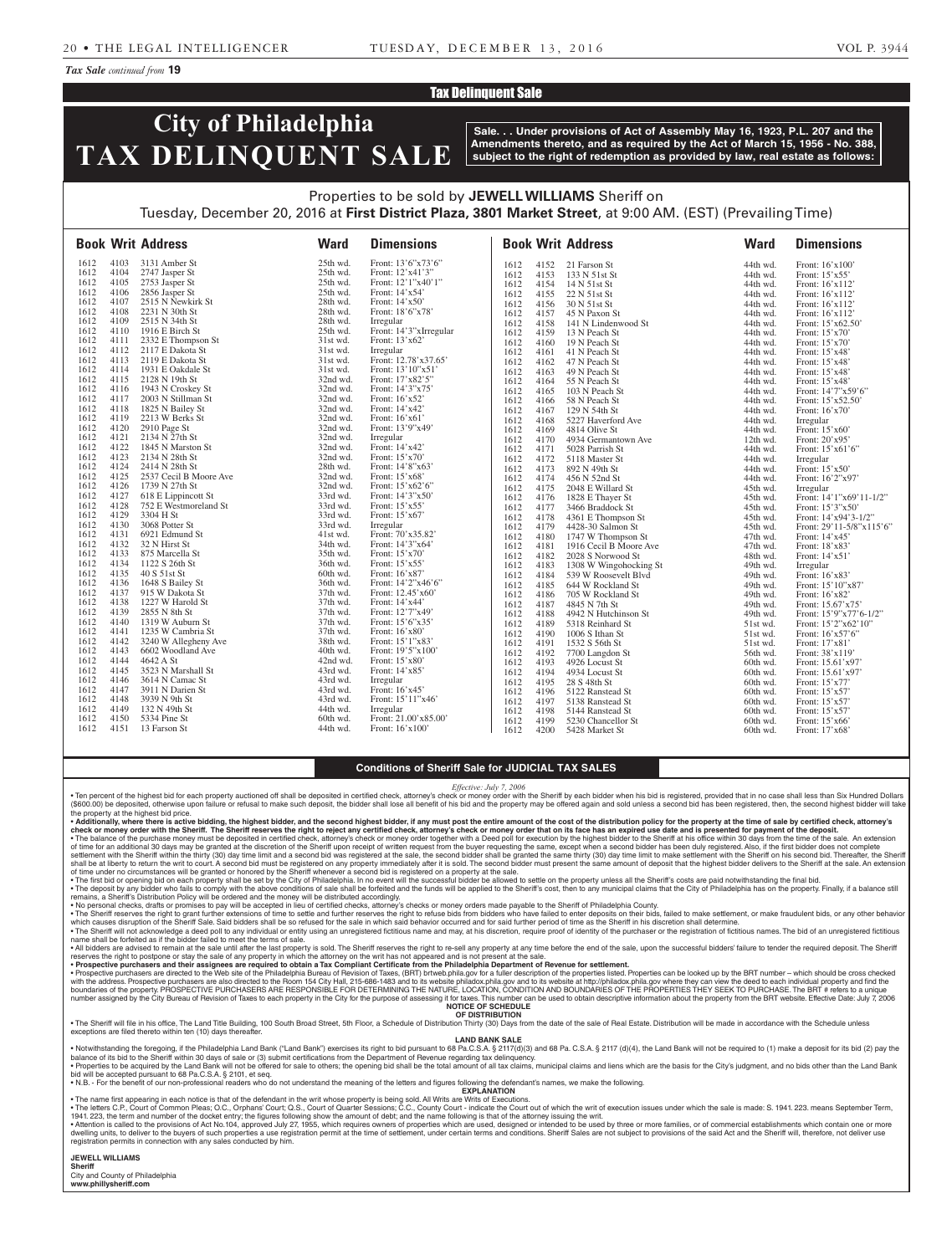*Tax Sale continued from* **19**

**Tax Delinquent Sale**

# City of Philadelphia TAX DELINQUENT SALE

**Sale. . . Under provisions of Act of Assembly May 16, 1923, P.L. 207 and the Amendments thereto, and as required by the Act of March 15, 1956 - No. 388, subject to the right of redemption as provided by law, real estate as follows:**

Properties to be sold by **JEWELL WILLIAMS** Sheriff on
Tuesday, December 20, 2016 at **First District Plaza, 3801 Market Street**, at 9:00 AM. (EST) (Prevailing Time)

| Book | Writ | Address | Ward | Dimensions |
|---|---|---|---|---|
| 1612 | 4103 | 3131 Amber St | 25th wd. | Front: 13'6"x73'6" |
| 1612 | 4104 | 2747 Jasper St | 25th wd. | Front: 12'x41'3" |
| 1612 | 4105 | 2753 Jasper St | 25th wd. | Front: 12'1"x40'1" |
| 1612 | 4106 | 2856 Jasper St | 25th wd. | Front: 14'x54' |
| 1612 | 4107 | 2515 N Newkirk St | 28th wd. | Front: 14'x50' |
| 1612 | 4108 | 2231 N 30th St | 28th wd. | Front: 18'6"x78' |
| 1612 | 4109 | 2515 N 34th St | 28th wd. | Irregular |
| 1612 | 4110 | 1916 E Birch St | 25th wd. | Front: 14'3"xIrregular |
| 1612 | 4111 | 2332 E Thompson St | 31st wd. | Front: 13'x62' |
| 1612 | 4112 | 2117 E Dakota St | 31st wd. | Irregular |
| 1612 | 4113 | 2119 E Dakota St | 31st wd. | Front: 12.78'x37.65' |
| 1612 | 4114 | 1931 E Oakdale St | 31st wd. | Front: 13'10"x51' |
| 1612 | 4115 | 2128 N 19th St | 32nd wd. | Front: 17'x82'5" |
| 1612 | 4116 | 1943 N Croskey St | 32nd wd. | Front: 14'3"x75' |
| 1612 | 4117 | 2003 N Stillman St | 32nd wd. | Front: 16'x52' |
| 1612 | 4118 | 1825 N Bailey St | 32nd wd. | Front: 14'x42' |
| 1612 | 4119 | 2213 W Berks St | 32nd wd. | Front: 16'x61' |
| 1612 | 4120 | 2910 Page St | 32nd wd. | Front: 13'9"x49' |
| 1612 | 4121 | 2134 N 27th St | 32nd wd. | Irregular |
| 1612 | 4122 | 1845 N Marston St | 32nd wd. | Front: 14'x42' |
| 1612 | 4123 | 2134 N 28th St | 32nd wd. | Front: 15'x70' |
| 1612 | 4124 | 2414 N 28th St | 28th wd. | Front: 14'8"x63' |
| 1612 | 4125 | 2537 Cecil B Moore Ave | 32nd wd. | Front: 15'x68' |
| 1612 | 4126 | 1739 N 27th St | 32nd wd. | Front: 15'x62'6" |
| 1612 | 4127 | 618 E Lippincott St | 33rd wd. | Front: 14'3"x50' |
| 1612 | 4128 | 752 E Westmoreland St | 33rd wd. | Front: 15'x55' |
| 1612 | 4129 | 3304 H St | 33rd wd. | Front: 15'x67' |
| 1612 | 4130 | 3068 Potter St | 33rd wd. | Irregular |
| 1612 | 4131 | 6921 Edmund St | 41st wd. | Front: 70'x35.82' |
| 1612 | 4132 | 32 N Hirst St | 34th wd. | Front: 14'3"x64' |
| 1612 | 4133 | 875 Marcella St | 35th wd. | Front: 15'x70' |
| 1612 | 4134 | 1122 S 26th St | 36th wd. | Front: 15'x55' |
| 1612 | 4135 | 40 S 51st St | 60th wd. | Front: 16'x87' |
| 1612 | 4136 | 1648 S Bailey St | 36th wd. | Front: 14'2"x46'6" |
| 1612 | 4137 | 915 W Dakota St | 37th wd. | Front: 12.45'x60' |
| 1612 | 4138 | 1227 W Harold St | 37th wd. | Front: 14'x44' |
| 1612 | 4139 | 2855 N 8th St | 37th wd. | Front: 12'7"x49' |
| 1612 | 4140 | 1319 W Auburn St | 37th wd. | Front: 15'6"x35' |
| 1612 | 4141 | 1235 W Cambria St | 37th wd. | Front: 16'x80' |
| 1612 | 4142 | 3240 W Allegheny Ave | 38th wd. | Front: 15'1"x83' |
| 1612 | 4143 | 6602 Woodland Ave | 40th wd. | Front: 19'5"x100' |
| 1612 | 4144 | 4642 A St | 42nd wd. | Front: 15'x80' |
| 1612 | 4145 | 3523 N Marshall St | 43rd wd. | Front: 14'x85' |
| 1612 | 4146 | 3614 N Camac St | 43rd wd. | Irregular |
| 1612 | 4147 | 3911 N Darien St | 43rd wd. | Front: 16'x45' |
| 1612 | 4148 | 3939 N 9th St | 43rd wd. | Front: 15'11"x46' |
| 1612 | 4149 | 132 N 49th St | 44th wd. | Irregular |
| 1612 | 4150 | 5334 Pine St | 60th wd. | Front: 21.00'x85.00' |
| 1612 | 4151 | 13 Farson St | 44th wd. | Front: 16'x100' |
| 1612 | 4152 | 21 Farson St | 44th wd. | Front: 16'x100' |
| 1612 | 4153 | 133 N 51st St | 44th wd. | Front: 15'x55' |
| 1612 | 4154 | 14 N 51st St | 44th wd. | Front: 16'x112' |
| 1612 | 4155 | 22 N 51st St | 44th wd. | Front: 16'x112' |
| 1612 | 4156 | 30 N 51st St | 44th wd. | Front: 16'x112' |
| 1612 | 4157 | 45 N Paxon St | 44th wd. | Front: 16'x112' |
| 1612 | 4158 | 141 N Lindenwood St | 44th wd. | Front: 15'x62.50' |
| 1612 | 4159 | 13 N Peach St | 44th wd. | Front: 15'x70' |
| 1612 | 4160 | 19 N Peach St | 44th wd. | Front: 15'x70' |
| 1612 | 4161 | 41 N Peach St | 44th wd. | Front: 15'x48' |
| 1612 | 4162 | 47 N Peach St | 44th wd. | Front: 15'x48' |
| 1612 | 4163 | 49 N Peach St | 44th wd. | Front: 15'x48' |
| 1612 | 4164 | 55 N Peach St | 44th wd. | Front: 15'x48' |
| 1612 | 4165 | 103 N Peach St | 44th wd. | Front: 14'7"x59'6" |
| 1612 | 4166 | 58 N Peach St | 44th wd. | Front: 15'x52.50' |
| 1612 | 4167 | 129 N 54th St | 44th wd. | Front: 16'x70' |
| 1612 | 4168 | 5227 Haverford Ave | 44th wd. | Irregular |
| 1612 | 4169 | 4814 Olive St | 44th wd. | Front: 15'x60' |
| 1612 | 4170 | 4934 Germantown Ave | 12th wd. | Front: 20'x95' |
| 1612 | 4171 | 5028 Parrish St | 44th wd. | Front: 15'x61'6" |
| 1612 | 4172 | 5118 Master St | 44th wd. | Irregular |
| 1612 | 4173 | 892 N 49th St | 44th wd. | Front: 15'x50' |
| 1612 | 4174 | 456 N 52nd St | 44th wd. | Front: 16'2"x97' |
| 1612 | 4175 | 2048 E Willard St | 45th wd. | Irregular |
| 1612 | 4176 | 1828 E Thayer St | 45th wd. | Front: 14'1"x69'11-1/2" |
| 1612 | 4177 | 3466 Braddock St | 45th wd. | Front: 15'3"x50' |
| 1612 | 4178 | 4361 E Thompson St | 45th wd. | Front: 14'x94'3-1/2" |
| 1612 | 4179 | 4428-30 Salmon St | 45th wd. | Front: 29'11-5/8"x115'6" |
| 1612 | 4180 | 1747 W Thompson St | 47th wd. | Front: 14'x45' |
| 1612 | 4181 | 1916 Cecil B Moore Ave | 47th wd. | Front: 18'x83' |
| 1612 | 4182 | 2028 S Norwood St | 48th wd. | Front: 14'x51' |
| 1612 | 4183 | 1308 W Wingohocking St | 49th wd. | Irregular |
| 1612 | 4184 | 539 W Roosevelt Blvd | 49th wd. | Front: 16'x83' |
| 1612 | 4185 | 644 W Rockland St | 49th wd. | Front: 15'10"x87' |
| 1612 | 4186 | 705 W Rockland St | 49th wd. | Front: 16'x82' |
| 1612 | 4187 | 4845 N 7th St | 49th wd. | Front: 15.67'x75' |
| 1612 | 4188 | 4942 N Hutchinson St | 49th wd. | Front: 15'9"x77'6-1/2" |
| 1612 | 4189 | 5318 Reinhard St | 51st wd. | Front: 15'2"x62'10" |
| 1612 | 4190 | 1006 S Ithan St | 51st wd. | Front: 16'x57'6" |
| 1612 | 4191 | 1532 S 56th St | 51st wd. | Front: 17'x81' |
| 1612 | 4192 | 7700 Langdon St | 56th wd. | Front: 38'x119' |
| 1612 | 4193 | 4926 Locust St | 60th wd. | Front: 15.61'x97' |
| 1612 | 4194 | 4934 Locust St | 60th wd. | Front: 15.61'x97' |
| 1612 | 4195 | 28 S 48th St | 60th wd. | Front: 15'x77' |
| 1612 | 4196 | 5122 Ranstead St | 60th wd. | Front: 15'x57' |
| 1612 | 4197 | 5138 Ranstead St | 60th wd. | Front: 15'x57' |
| 1612 | 4198 | 5144 Ranstead St | 60th wd. | Front: 15'x57' |
| 1612 | 4199 | 5230 Chancellor St | 60th wd. | Front: 15'x66' |
| 1612 | 4200 | 5428 Market St | 60th wd. | Front: 17'x68' |

## Conditions of Sheriff Sale for JUDICIAL TAX SALES

*Effective: July 7, 2006*

• Ten percent of the highest bid for each property auctioned off shall be deposited in certified check, attorney's check or money order with the Sheriff by each bidder when his bid is registered, provided that in no case shall less than Six Hundred Dollars ($600.00) be deposited, otherwise upon failure or refusal to make such deposit, the bidder shall lose all benefit of his bid and the property may be offered again and sold unless a second bid has been registered, then, the second highest bidder will take the property at the highest bid price.

• **Additionally, where there is active bidding, the highest bidder, and the second highest bidder, if any must post the entire amount of the cost of the distribution policy for the property at the time of sale by certified check, attorney's check or money order with the Sheriff. The Sheriff reserves the right to reject any certified check, attorney's check or money order that on its face has an expired use date and is presented for payment of the deposit.**

• The balance of the purchase money must be deposited in certified check, attorney's check or money order together with a Deed poll for execution by the highest bidder to the Sheriff at his office within 30 days from the time of the sale. An extension of time for an additional 30 days may be granted at the discretion of the Sheriff upon receipt of written request from the buyer requesting the same, except when a second bidder has been duly registered. Also, if the first bidder does not complete settlement with the Sheriff within the thirty (30) day time limit and a second bid was registered at the sale, the second bidder shall be granted the same thirty (30) day time limit to make settlement with the Sheriff on his second bid. Thereafter, the Sheriff shall be at liberty to return the writ to court. A second bid must be registered on any property immediately after it is sold. The second bidder must present the same amount of deposit that the highest bidder delivers to the Sheriff at the sale. An extension of time under no circumstances will be granted or honored by the Sheriff whenever a second bid is registered on a property at the sale.

• The first bid or opening bid on each property shall be set by the City of Philadelphia. In no event will the successful bidder be allowed to settle on the property unless all the Sheriff's costs are paid notwithstanding the final bid.

• The deposit by any bidder who fails to comply with the above conditions of sale shall be forfeited and the funds will be applied to the Sheriff's cost, then to any municipal claims that the City of Philadelphia has on the property. Finally, if a balance still remains, a Sheriff's Distribution Policy will be ordered and the money will be distributed accordingly.

• No personal checks, drafts or promises to pay will be accepted in lieu of certified checks, attorney's checks or money orders made payable to the Sheriff of Philadelphia County.

• The Sheriff reserves the right to grant further extensions of time to settle and further reserves the right to refuse bids from bidders who have failed to enter deposits on their bids, failed to make settlement, or make fraudulent bids, or any other behavior which causes disruption of the Sheriff Sale. Said bidders shall be so refused for the sale in which said behavior occurred and for said further period of time as the Sheriff in his discretion shall determine.

• The Sheriff will not acknowledge a deed poll to any individual or entity using an unregistered fictitious name and may, at his discretion, require proof of identity of the purchaser or the registration of fictitious names. The bid of an unregistered fictitious name shall be forfeited as if the bidder failed to meet the terms of sale.

• All bidders are advised to remain at the sale until after the last property is sold. The Sheriff reserves the right to re-sell any property at any time before the end of the sale, upon the successful bidders' failure to tender the required deposit. The Sheriff reserves the right to postpone or stay the sale of any property in which the attorney on the writ has not appeared and is not present at the sale.

• **Prospective purchasers and their assignees are required to obtain a Tax Compliant Certificate from the Philadelphia Department of Revenue for settlement.**

• Prospective purchasers are directed to the Web site of the Philadelphia Bureau of Revision of Taxes, (BRT) brtweb.phila.gov for a fuller description of the properties listed. Properties can be looked up by the BRT number – which should be cross checked with the address. Prospective purchasers are also directed to the Room 154 City Hall, 215-686-1483 and to its website philadox.phila.gov and to its website at http://philadox.phila.gov where they can view the deed to each individual property and find the boundaries of the property. PROSPECTIVE PURCHASERS ARE RESPONSIBLE FOR DETERMINING THE NATURE, LOCATION, CONDITION AND BOUNDARIES OF THE PROPERTIES THEY SEEK TO PURCHASE. The BRT # refers to a unique number assigned by the City Bureau of Revision of Taxes to each property in the City for the purpose of assessing it for taxes. This number can be used to obtain descriptive information about the property from the BRT website. Effective Date: July 7, 2006

**NOTICE OF SCHEDULE OF DISTRIBUTION**

• The Sheriff will file in his office, The Land Title Building, 100 South Broad Street, 5th Floor, a Schedule of Distribution Thirty (30) Days from the date of the sale of Real Estate. Distribution will be made in accordance with the Schedule unless exceptions are filed thereto within ten (10) days thereafter.

**LAND BANK SALE**

• Notwithstanding the foregoing, if the Philadelphia Land Bank ("Land Bank") exercises its right to bid pursuant to 68 Pa.C.S.A. § 2117(d)(3) and 68 Pa. C.S.A. § 2117 (d)(4), the Land Bank will not be required to (1) make a deposit for its bid (2) pay the balance of its bid to the Sheriff within 30 days of sale or (3) submit certifications from the Department of Revenue regarding tax delinquency.

• Properties to be acquired by the Land Bank will not be offered for sale to others; the opening bid shall be the total amount of all tax claims, municipal claims and liens which are the basis for the City's judgment, and no bids other than the Land Bank bid will be accepted pursuant to 68 Pa.C.S.A. § 2101, et seq.

• N.B. - For the benefit of our non-professional readers who do not understand the meaning of the letters and figures following the defendant's names, we make the following.

**EXPLANATION**

• The name first appearing in each notice is that of the defendant in the writ whose property is being sold. All Writs are Writs of Executions.

• The letters C.P., Court of Common Pleas; O.C., Orphans' Court; Q.S., Court of Quarter Sessions; C.C., County Court - indicate the Court out of which the writ of execution issues under which the sale is made: S. 1941. 223. means September Term, 1941. 223, the term and number of the docket entry; the figures following show the amount of debt; and the name following is that of the attorney issuing the writ.

• Attention is called to the provisions of Act No.104, approved July 27, 1955, which requires owners of properties which are used, designed or intended to be used by three or more families, or of commercial establishments which contain one or more dwelling units, to deliver to the buyers of such properties a use registration permit at the time of settlement, under certain terms and conditions. Sheriff Sales are not subject to provisions of the said Act and the Sheriff will, therefore, not deliver use registration permits in connection with any sales conducted by him.

**JEWELL WILLIAMS**
**Sheriff**
City and County of Philadelphia
**www.phillysheriff.com**